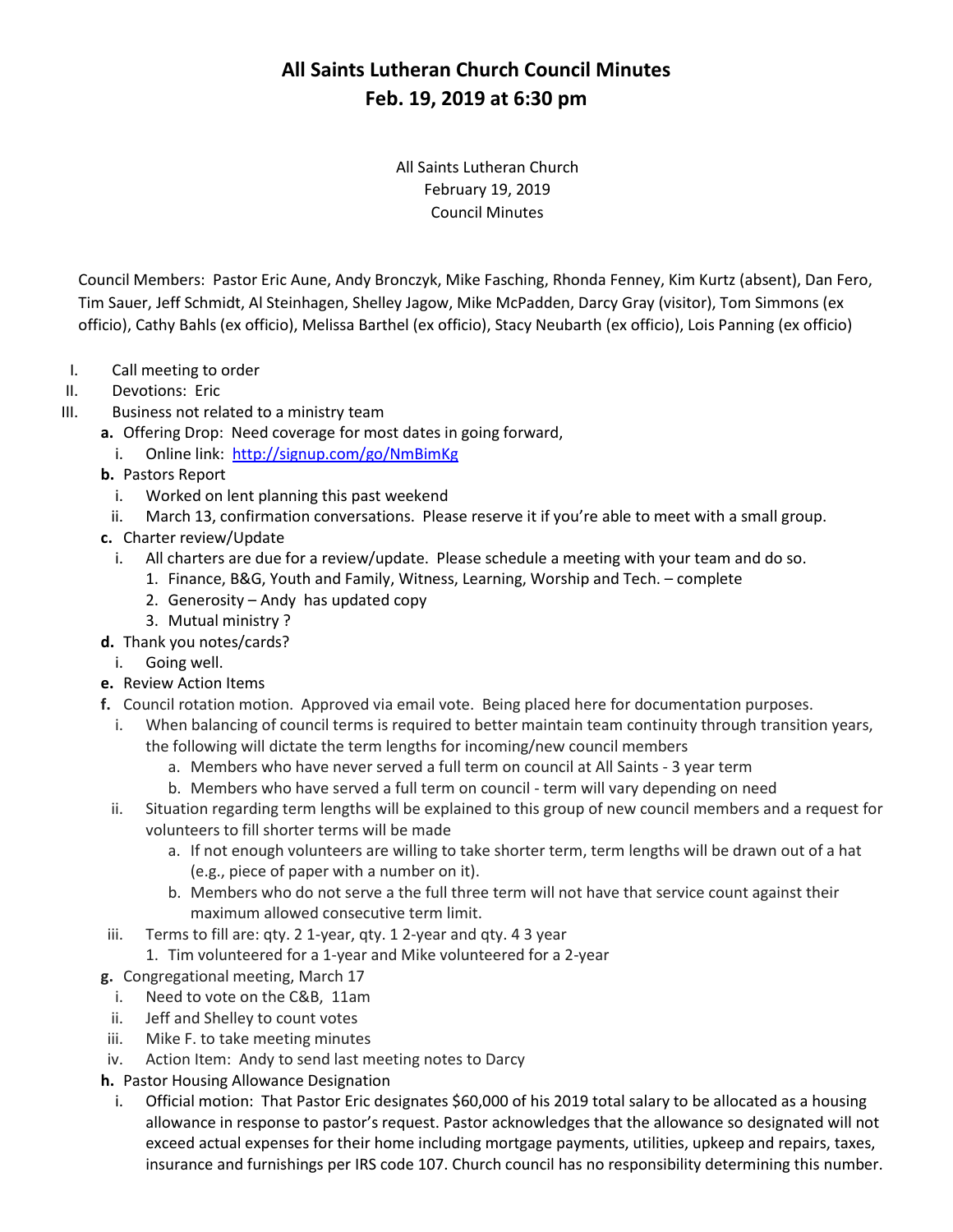# All Saints Lutheran Church Council Minutes
# Feb. 19, 2019 at 6:30 pm

All Saints Lutheran Church
February 19, 2019
Council Minutes

Council Members: Pastor Eric Aune, Andy Bronczyk, Mike Fasching, Rhonda Fenney, Kim Kurtz (absent), Dan Fero, Tim Sauer, Jeff Schmidt, Al Steinhagen, Shelley Jagow, Mike McPadden, Darcy Gray (visitor), Tom Simmons (ex officio), Cathy Bahls (ex officio), Melissa Barthel (ex officio), Stacy Neubarth (ex officio), Lois Panning (ex officio)

I. Call meeting to order

II. Devotions: Eric

III. Business not related to a ministry team

   **a.** Offering Drop: Need coverage for most dates in going forward,
      i. Online link: [http://signup.com/go/NmBimKg](http://signup.com/go/NmBimKg)

   **b.** Pastors Report
      i. Worked on lent planning this past weekend
      ii. March 13, confirmation conversations. Please reserve it if you're able to meet with a small group.

   **c.** Charter review/Update
      i. All charters are due for a review/update. Please schedule a meeting with your team and do so.
         1. Finance, B&G, Youth and Family, Witness, Learning, Worship and Tech. – complete
         2. Generosity – Andy has updated copy
         3. Mutual ministry ?

   **d.** Thank you notes/cards?
      i. Going well.

   **e.** Review Action Items

   **f.** Council rotation motion. Approved via email vote. Being placed here for documentation purposes.
      i. When balancing of council terms is required to better maintain team continuity through transition years, the following will dictate the term lengths for incoming/new council members
         a. Members who have never served a full term on council at All Saints - 3 year term
         b. Members who have served a full term on council - term will vary depending on need
      ii. Situation regarding term lengths will be explained to this group of new council members and a request for volunteers to fill shorter terms will be made
         a. If not enough volunteers are willing to take shorter term, term lengths will be drawn out of a hat (e.g., piece of paper with a number on it).
         b. Members who do not serve a the full three term will not have that service count against their maximum allowed consecutive term limit.
      iii. Terms to fill are: qty. 2 1-year, qty. 1 2-year and qty. 4 3 year
         1. Tim volunteered for a 1-year and Mike volunteered for a 2-year

   **g.** Congregational meeting, March 17
      i. Need to vote on the C&B, 11am
      ii. Jeff and Shelley to count votes
      iii. Mike F. to take meeting minutes
      iv. Action Item: Andy to send last meeting notes to Darcy

   **h.** Pastor Housing Allowance Designation
      i. Official motion: That Pastor Eric designates $60,000 of his 2019 total salary to be allocated as a housing allowance in response to pastor's request. Pastor acknowledges that the allowance so designated will not exceed actual expenses for their home including mortgage payments, utilities, upkeep and repairs, taxes, insurance and furnishings per IRS code 107. Church council has no responsibility determining this number.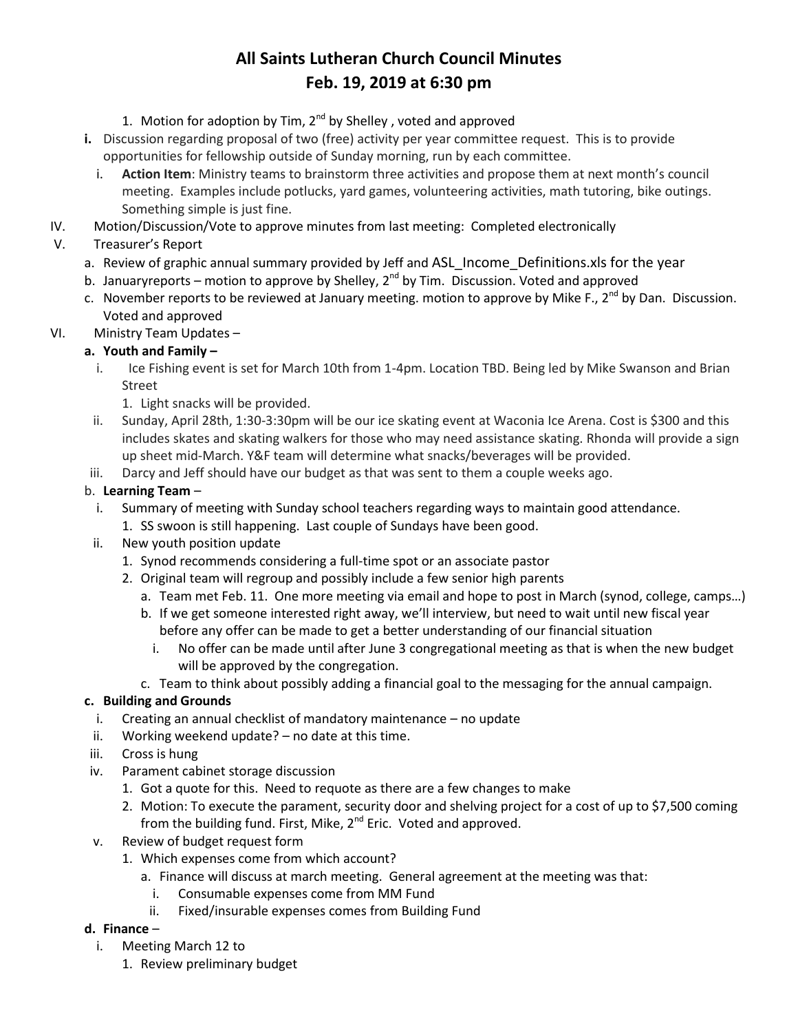# All Saints Lutheran Church Council Minutes
# Feb. 19, 2019 at 6:30 pm

   1. Motion for adoption by Tim, 2nd by Shelley , voted and approved
 - **i.** Discussion regarding proposal of two (free) activity per year committee request. This is to provide opportunities for fellowship outside of Sunday morning, run by each committee.
   - i. **Action Item**: Ministry teams to brainstorm three activities and propose them at next month's council meeting. Examples include potlucks, yard games, volunteering activities, math tutoring, bike outings. Something simple is just fine.

IV. Motion/Discussion/Vote to approve minutes from last meeting: Completed electronically

V. Treasurer's Report
   - a. Review of graphic annual summary provided by Jeff and ASL_Income_Definitions.xls for the year
   - b. Januaryreports – motion to approve by Shelley, 2nd by Tim. Discussion. Voted and approved
   - c. November reports to be reviewed at January meeting. motion to approve by Mike F., 2nd by Dan. Discussion. Voted and approved

VI. Ministry Team Updates –
   - **a. Youth and Family –**
     - i. Ice Fishing event is set for March 10th from 1-4pm. Location TBD. Being led by Mike Swanson and Brian Street
       1. Light snacks will be provided.
     - ii. Sunday, April 28th, 1:30-3:30pm will be our ice skating event at Waconia Ice Arena. Cost is $300 and this includes skates and skating walkers for those who may need assistance skating. Rhonda will provide a sign up sheet mid-March. Y&F team will determine what snacks/beverages will be provided.
     - iii. Darcy and Jeff should have our budget as that was sent to them a couple weeks ago.
   - b. **Learning Team** –
     - i. Summary of meeting with Sunday school teachers regarding ways to maintain good attendance.
       1. SS swoon is still happening. Last couple of Sundays have been good.
     - ii. New youth position update
       1. Synod recommends considering a full-time spot or an associate pastor
       2. Original team will regroup and possibly include a few senior high parents
          - a. Team met Feb. 11. One more meeting via email and hope to post in March (synod, college, camps…)
          - b. If we get someone interested right away, we'll interview, but need to wait until new fiscal year before any offer can be made to get a better understanding of our financial situation
            - i. No offer can be made until after June 3 congregational meeting as that is when the new budget will be approved by the congregation.
          - c. Team to think about possibly adding a financial goal to the messaging for the annual campaign.
   - **c. Building and Grounds**
     - i. Creating an annual checklist of mandatory maintenance – no update
     - ii. Working weekend update? – no date at this time.
     - iii. Cross is hung
     - iv. Parament cabinet storage discussion
       1. Got a quote for this. Need to requote as there are a few changes to make
       2. Motion: To execute the parament, security door and shelving project for a cost of up to $7,500 coming from the building fund. First, Mike, 2nd Eric. Voted and approved.
     - v. Review of budget request form
       1. Which expenses come from which account?
          - a. Finance will discuss at march meeting. General agreement at the meeting was that:
            - i. Consumable expenses come from MM Fund
            - ii. Fixed/insurable expenses comes from Building Fund
   - **d. Finance** –
     - i. Meeting March 12 to
       1. Review preliminary budget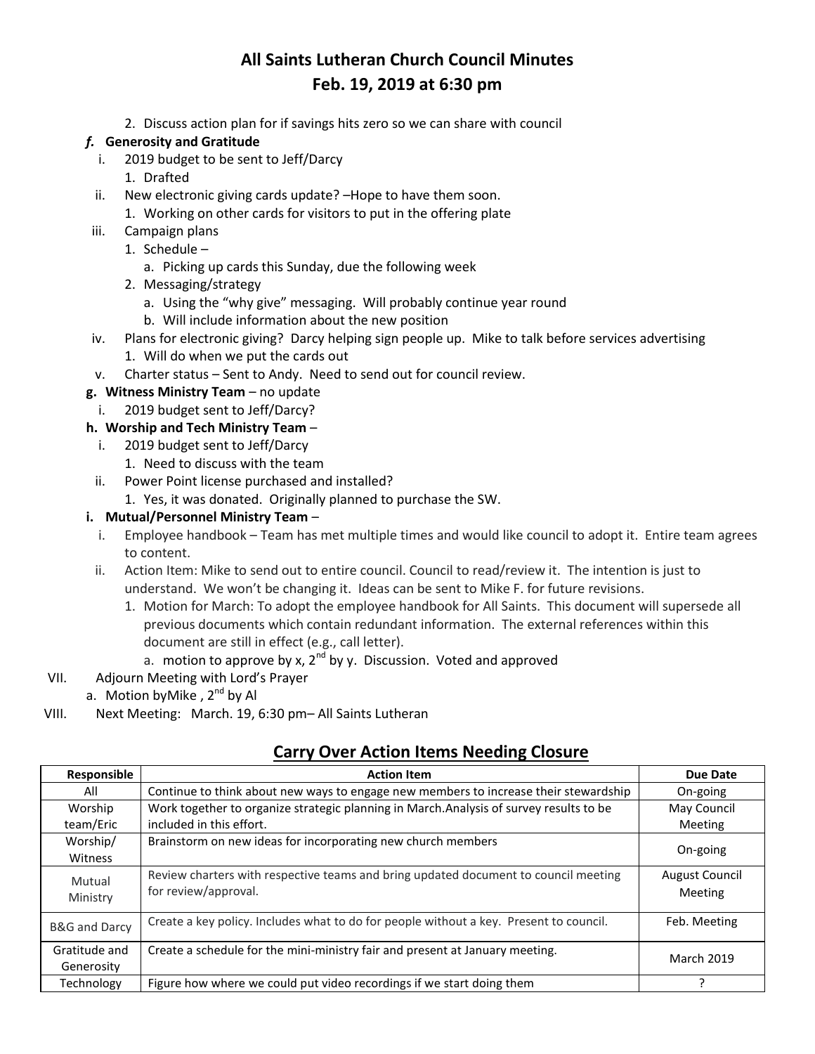# All Saints Lutheran Church Council Minutes
## Feb. 19, 2019 at 6:30 pm

2. Discuss action plan for if savings hits zero so we can share with council

***f.* Generosity and Gratitude**

i. 2019 budget to be sent to Jeff/Darcy
   1. Drafted

ii. New electronic giving cards update? –Hope to have them soon.
   1. Working on other cards for visitors to put in the offering plate

iii. Campaign plans
   1. Schedule –
      a. Picking up cards this Sunday, due the following week
   2. Messaging/strategy
      a. Using the "why give" messaging. Will probably continue year round
      b. Will include information about the new position

iv. Plans for electronic giving? Darcy helping sign people up. Mike to talk before services advertising
   1. Will do when we put the cards out

v. Charter status – Sent to Andy. Need to send out for council review.

**g. Witness Ministry Team** – no update

i. 2019 budget sent to Jeff/Darcy?

**h. Worship and Tech Ministry Team** –

i. 2019 budget sent to Jeff/Darcy
   1. Need to discuss with the team

ii. Power Point license purchased and installed?
   1. Yes, it was donated. Originally planned to purchase the SW.

**i. Mutual/Personnel Ministry Team** –

i. Employee handbook – Team has met multiple times and would like council to adopt it. Entire team agrees to content.

ii. Action Item: Mike to send out to entire council. Council to read/review it. The intention is just to understand. We won't be changing it. Ideas can be sent to Mike F. for future revisions.
   1. Motion for March: To adopt the employee handbook for All Saints. This document will supersede all previous documents which contain redundant information. The external references within this document are still in effect (e.g., call letter).
      a. motion to approve by x, 2nd by y. Discussion. Voted and approved

VII. Adjourn Meeting with Lord's Prayer
   a. Motion byMike , 2nd by Al

VIII. Next Meeting: March. 19, 6:30 pm– All Saints Lutheran

## Carry Over Action Items Needing Closure

| Responsible | Action Item | Due Date |
|---|---|---|
| All | Continue to think about new ways to engage new members to increase their stewardship | On-going |
| Worship team/Eric | Work together to organize strategic planning in March.Analysis of survey results to be included in this effort. | May Council Meeting |
| Worship/ Witness | Brainstorm on new ideas for incorporating new church members | On-going |
| Mutual Ministry | Review charters with respective teams and bring updated document to council meeting for review/approval. | August Council Meeting |
| B&G and Darcy | Create a key policy. Includes what to do for people without a key. Present to council. | Feb. Meeting |
| Gratitude and Generosity | Create a schedule for the mini-ministry fair and present at January meeting. | March 2019 |
| Technology | Figure how where we could put video recordings if we start doing them | ? |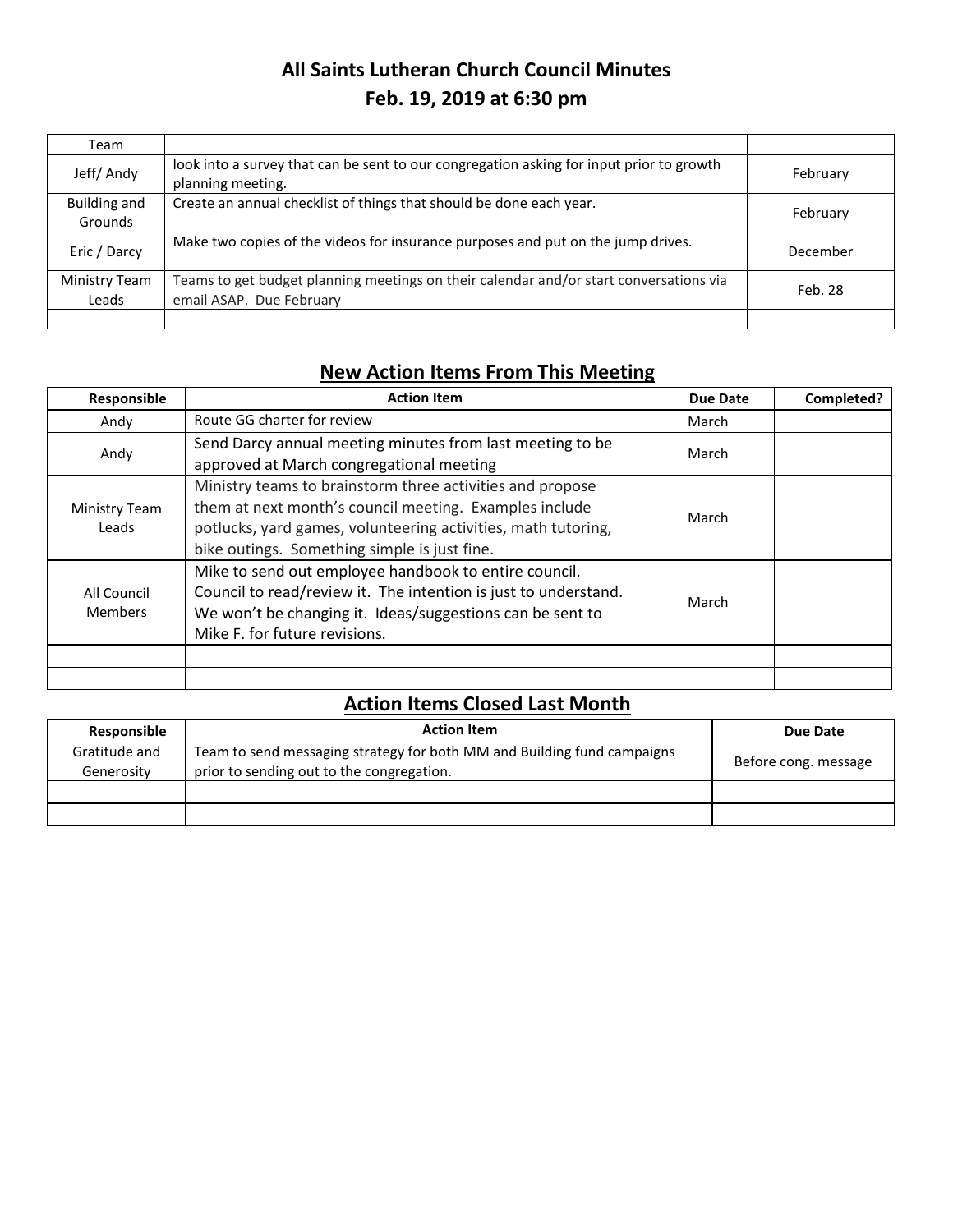# All Saints Lutheran Church Council Minutes
# Feb. 19, 2019 at 6:30 pm

| | | |
|---|---|---|
| Team | | |
| Jeff/ Andy | look into a survey that can be sent to our congregation asking for input prior to growth planning meeting. | February |
| Building and Grounds | Create an annual checklist of things that should be done each year. | February |
| Eric / Darcy | Make two copies of the videos for insurance purposes and put on the jump drives. | December |
| Ministry Team Leads | Teams to get budget planning meetings on their calendar and/or start conversations via email ASAP. Due February | Feb. 28 |
| | | |

## New Action Items From This Meeting

| Responsible | Action Item | Due Date | Completed? |
|---|---|---|---|
| Andy | Route GG charter for review | March | |
| Andy | Send Darcy annual meeting minutes from last meeting to be approved at March congregational meeting | March | |
| Ministry Team Leads | Ministry teams to brainstorm three activities and propose them at next month's council meeting. Examples include potlucks, yard games, volunteering activities, math tutoring, bike outings. Something simple is just fine. | March | |
| All Council Members | Mike to send out employee handbook to entire council. Council to read/review it. The intention is just to understand. We won't be changing it. Ideas/suggestions can be sent to Mike F. for future revisions. | March | |
| | | | |
| | | | |

## Action Items Closed Last Month

| Responsible | Action Item | Due Date |
|---|---|---|
| Gratitude and Generosity | Team to send messaging strategy for both MM and Building fund campaigns prior to sending out to the congregation. | Before cong. message |
| | | |
| | | |